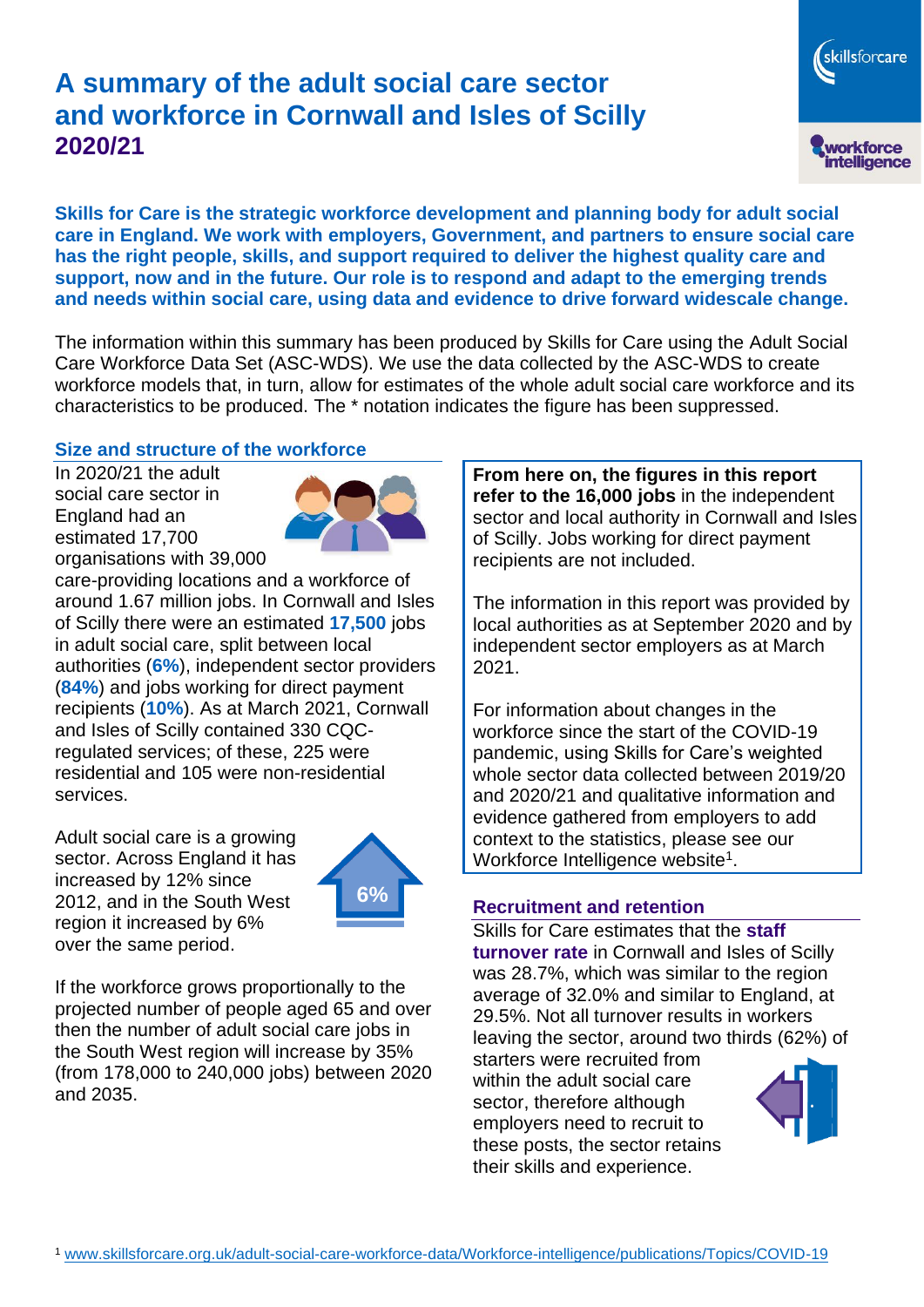# A summary of the adult social care sector and workforce in Cornwall and Isles of Scilly 2020/21

**Skills for Care is the strategic workforce development and planning body for adult social care in England. We work with employers, Government, and partners to ensure social care has the right people, skills, and support required to deliver the highest quality care and support, now and in the future. Our role is to respond and adapt to the emerging trends and needs within social care, using data and evidence to drive forward widescale change.**

The information within this summary has been produced by Skills for Care using the Adult Social Care Workforce Data Set (ASC-WDS). We use the data collected by the ASC-WDS to create workforce models that, in turn, allow for estimates of the whole adult social care workforce and its characteristics to be produced. The * notation indicates the figure has been suppressed.

## Size and structure of the workforce

In 2020/21 the adult social care sector in England had an estimated 17,700 organisations with 39,000 care-providing locations and a workforce of around 1.67 million jobs. In Cornwall and Isles of Scilly there were an estimated **17,500** jobs in adult social care, split between local authorities (**6%**), independent sector providers (**84%**) and jobs working for direct payment recipients (**10%**). As at March 2021, Cornwall and Isles of Scilly contained 330 CQC-regulated services; of these, 225 were residential and 105 were non-residential services.

Adult social care is a growing sector. Across England it has increased by 12% since 2012, and in the South West region it increased by 6% over the same period.

6%

If the workforce grows proportionally to the projected number of people aged 65 and over then the number of adult social care jobs in the South West region will increase by 35% (from 178,000 to 240,000 jobs) between 2020 and 2035.

**From here on, the figures in this report refer to the 16,000 jobs** in the independent sector and local authority in Cornwall and Isles of Scilly. Jobs working for direct payment recipients are not included.

The information in this report was provided by local authorities as at September 2020 and by independent sector employers as at March 2021.

For information about changes in the workforce since the start of the COVID-19 pandemic, using Skills for Care's weighted whole sector data collected between 2019/20 and 2020/21 and qualitative information and evidence gathered from employers to add context to the statistics, please see our Workforce Intelligence website[1].

## Recruitment and retention

Skills for Care estimates that the **staff turnover rate** in Cornwall and Isles of Scilly was 28.7%, which was similar to the region average of 32.0% and similar to England, at 29.5%. Not all turnover results in workers leaving the sector, around two thirds (62%) of starters were recruited from within the adult social care sector, therefore although employers need to recruit to these posts, the sector retains their skills and experience.

[1] www.skillsforcare.org.uk/adult-social-care-workforce-data/Workforce-intelligence/publications/Topics/COVID-19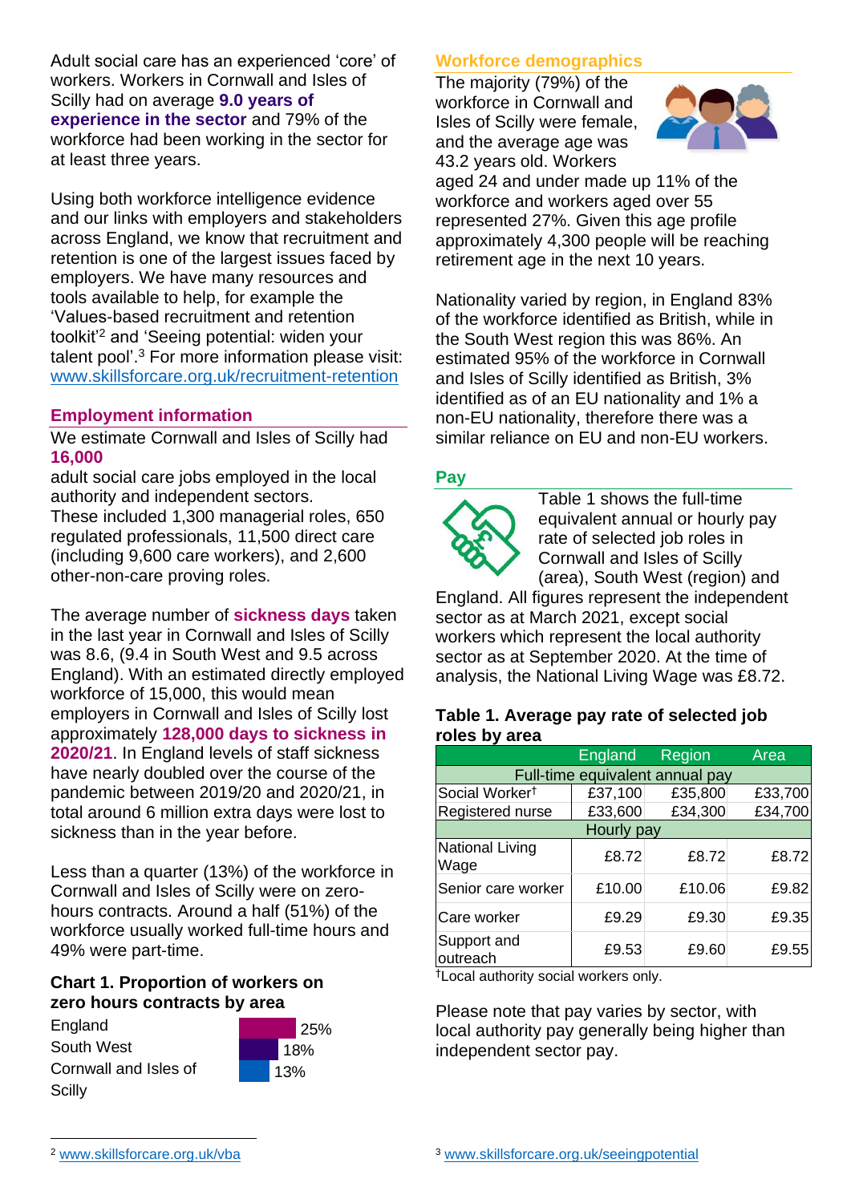Adult social care has an experienced 'core' of workers. Workers in Cornwall and Isles of Scilly had on average **9.0 years of experience in the sector** and 79% of the workforce had been working in the sector for at least three years.

Using both workforce intelligence evidence and our links with employers and stakeholders across England, we know that recruitment and retention is one of the largest issues faced by employers. We have many resources and tools available to help, for example the 'Values-based recruitment and retention toolkit'[2] and 'Seeing potential: widen your talent pool'.[3] For more information please visit: www.skillsforcare.org.uk/recruitment-retention

## Employment information

We estimate Cornwall and Isles of Scilly had **16,000** adult social care jobs employed in the local authority and independent sectors. These included 1,300 managerial roles, 650 regulated professionals, 11,500 direct care (including 9,600 care workers), and 2,600 other-non-care proving roles.

The average number of **sickness days** taken in the last year in Cornwall and Isles of Scilly was 8.6, (9.4 in South West and 9.5 across England). With an estimated directly employed workforce of 15,000, this would mean employers in Cornwall and Isles of Scilly lost approximately **128,000 days to sickness in 2020/21**. In England levels of staff sickness have nearly doubled over the course of the pandemic between 2019/20 and 2020/21, in total around 6 million extra days were lost to sickness than in the year before.

Less than a quarter (13%) of the workforce in Cornwall and Isles of Scilly were on zero-hours contracts. Around a half (51%) of the workforce usually worked full-time hours and 49% were part-time.

### Chart 1. Proportion of workers on zero hours contracts by area

| Area | Proportion |
|---|---|
| England | 25% |
| South West | 18% |
| Cornwall and Isles of Scilly | 13% |

## Workforce demographics

The majority (79%) of the workforce in Cornwall and Isles of Scilly were female, and the average age was 43.2 years old. Workers aged 24 and under made up 11% of the workforce and workers aged over 55 represented 27%. Given this age profile approximately 4,300 people will be reaching retirement age in the next 10 years.

Nationality varied by region, in England 83% of the workforce identified as British, while in the South West region this was 86%. An estimated 95% of the workforce in Cornwall and Isles of Scilly identified as British, 3% identified as of an EU nationality and 1% a non-EU nationality, therefore there was a similar reliance on EU and non-EU workers.

## Pay

Table 1 shows the full-time equivalent annual or hourly pay rate of selected job roles in Cornwall and Isles of Scilly (area), South West (region) and England. All figures represent the independent sector as at March 2021, except social workers which represent the local authority sector as at September 2020. At the time of analysis, the National Living Wage was £8.72.

### Table 1. Average pay rate of selected job roles by area

| | England | Region | Area |
|---|---|---|---|
| **Full-time equivalent annual pay** | | | |
| Social Worker† | £37,100 | £35,800 | £33,700 |
| Registered nurse | £33,600 | £34,300 | £34,700 |
| **Hourly pay** | | | |
| National Living Wage | £8.72 | £8.72 | £8.72 |
| Senior care worker | £10.00 | £10.06 | £9.82 |
| Care worker | £9.29 | £9.30 | £9.35 |
| Support and outreach | £9.53 | £9.60 | £9.55 |

†Local authority social workers only.

Please note that pay varies by sector, with local authority pay generally being higher than independent sector pay.

[2] www.skillsforcare.org.uk/vba

[3] www.skillsforcare.org.uk/seeingpotential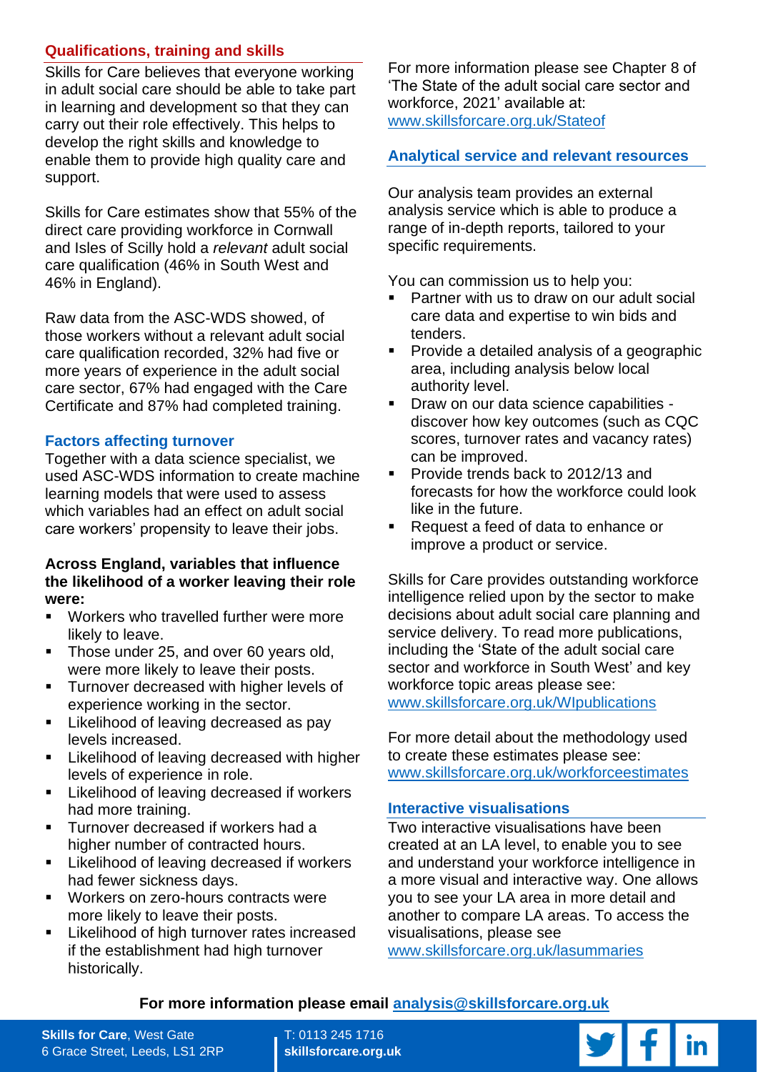## Qualifications, training and skills

Skills for Care believes that everyone working in adult social care should be able to take part in learning and development so that they can carry out their role effectively. This helps to develop the right skills and knowledge to enable them to provide high quality care and support.

Skills for Care estimates show that 55% of the direct care providing workforce in Cornwall and Isles of Scilly hold a *relevant* adult social care qualification (46% in South West and 46% in England).

Raw data from the ASC-WDS showed, of those workers without a relevant adult social care qualification recorded, 32% had five or more years of experience in the adult social care sector, 67% had engaged with the Care Certificate and 87% had completed training.

## Factors affecting turnover

Together with a data science specialist, we used ASC-WDS information to create machine learning models that were used to assess which variables had an effect on adult social care workers' propensity to leave their jobs.

**Across England, variables that influence the likelihood of a worker leaving their role were:**

- Workers who travelled further were more likely to leave.
- Those under 25, and over 60 years old, were more likely to leave their posts.
- Turnover decreased with higher levels of experience working in the sector.
- Likelihood of leaving decreased as pay levels increased.
- Likelihood of leaving decreased with higher levels of experience in role.
- Likelihood of leaving decreased if workers had more training.
- Turnover decreased if workers had a higher number of contracted hours.
- Likelihood of leaving decreased if workers had fewer sickness days.
- Workers on zero-hours contracts were more likely to leave their posts.
- Likelihood of high turnover rates increased if the establishment had high turnover historically.

For more information please see Chapter 8 of 'The State of the adult social care sector and workforce, 2021' available at: www.skillsforcare.org.uk/Stateof

## Analytical service and relevant resources

Our analysis team provides an external analysis service which is able to produce a range of in-depth reports, tailored to your specific requirements.

You can commission us to help you:

- Partner with us to draw on our adult social care data and expertise to win bids and tenders.
- Provide a detailed analysis of a geographic area, including analysis below local authority level.
- Draw on our data science capabilities - discover how key outcomes (such as CQC scores, turnover rates and vacancy rates) can be improved.
- Provide trends back to 2012/13 and forecasts for how the workforce could look like in the future.
- Request a feed of data to enhance or improve a product or service.

Skills for Care provides outstanding workforce intelligence relied upon by the sector to make decisions about adult social care planning and service delivery. To read more publications, including the 'State of the adult social care sector and workforce in South West' and key workforce topic areas please see: www.skillsforcare.org.uk/WIpublications

For more detail about the methodology used to create these estimates please see: www.skillsforcare.org.uk/workforceestimates

## Interactive visualisations

Two interactive visualisations have been created at an LA level, to enable you to see and understand your workforce intelligence in a more visual and interactive way. One allows you to see your LA area in more detail and another to compare LA areas. To access the visualisations, please see www.skillsforcare.org.uk/lasummaries

**For more information please email analysis@skillsforcare.org.uk**

**Skills for Care**, West Gate
6 Grace Street, Leeds, LS1 2RP

T: 0113 245 1716
**skillsforcare.org.uk**